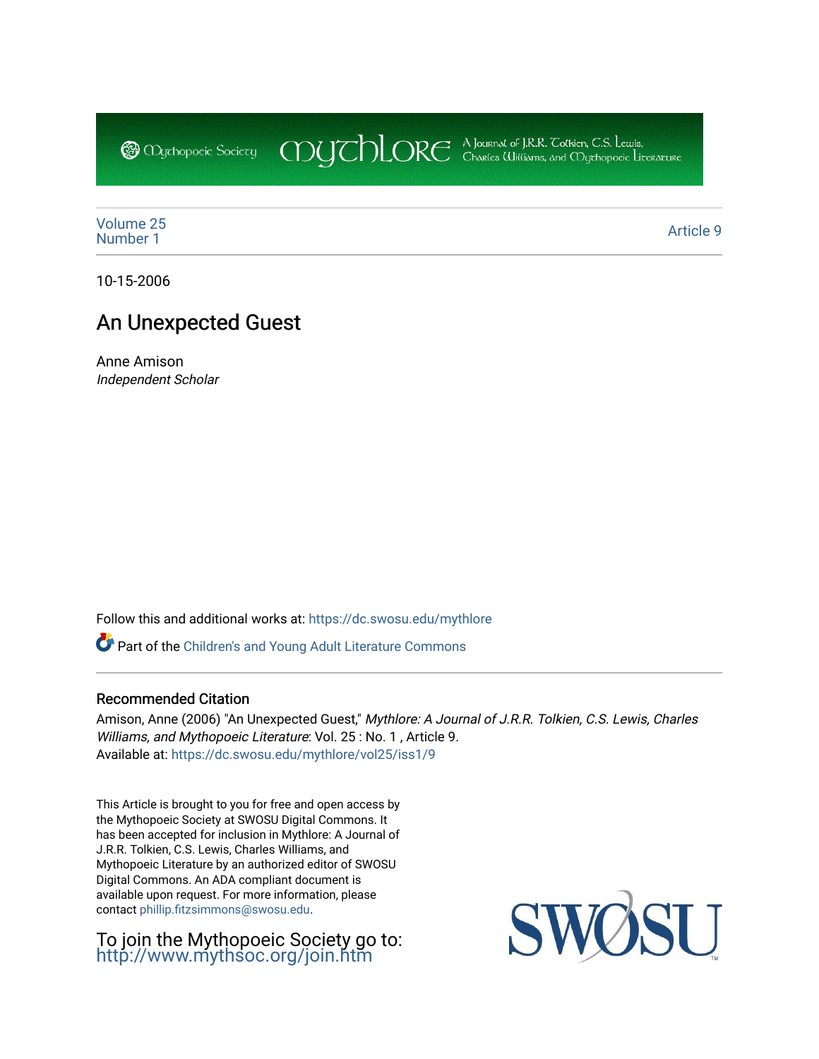Volume 25
Number 1

Article 9

10-15-2006

# An Unexpected Guest

Anne Amison
*Independent Scholar*

Follow this and additional works at: https://dc.swosu.edu/mythlore

Part of the Children's and Young Adult Literature Commons

## Recommended Citation

Amison, Anne (2006) "An Unexpected Guest," *Mythlore: A Journal of J.R.R. Tolkien, C.S. Lewis, Charles Williams, and Mythopoeic Literature*: Vol. 25 : No. 1 , Article 9.
Available at: https://dc.swosu.edu/mythlore/vol25/iss1/9

This Article is brought to you for free and open access by the Mythopoeic Society at SWOSU Digital Commons. It has been accepted for inclusion in Mythlore: A Journal of J.R.R. Tolkien, C.S. Lewis, Charles Williams, and Mythopoeic Literature by an authorized editor of SWOSU Digital Commons. An ADA compliant document is available upon request. For more information, please contact phillip.fitzsimmons@swosu.edu.

To join the Mythopoeic Society go to: http://www.mythsoc.org/join.htm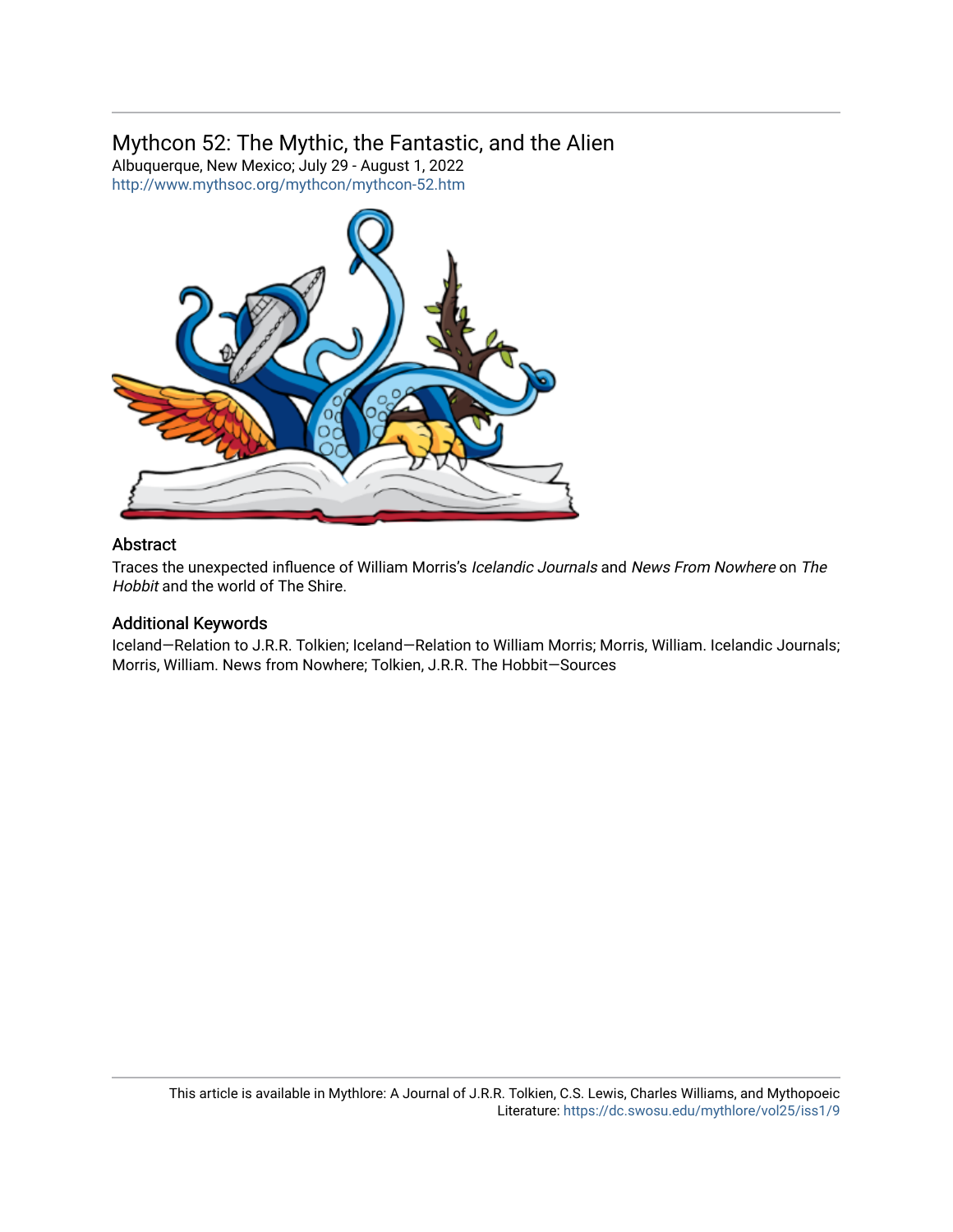# Mythcon 52: The Mythic, the Fantastic, and the Alien

Albuquerque, New Mexico; July 29 - August 1, 2022

http://www.mythsoc.org/mythcon/mythcon-52.htm

## Abstract

Traces the unexpected influence of William Morris's *Icelandic Journals* and *News From Nowhere* on *The Hobbit* and the world of The Shire.

## Additional Keywords

Iceland—Relation to J.R.R. Tolkien; Iceland—Relation to William Morris; Morris, William. Icelandic Journals; Morris, William. News from Nowhere; Tolkien, J.R.R. The Hobbit—Sources

This article is available in Mythlore: A Journal of J.R.R. Tolkien, C.S. Lewis, Charles Williams, and Mythopoeic Literature: https://dc.swosu.edu/mythlore/vol25/iss1/9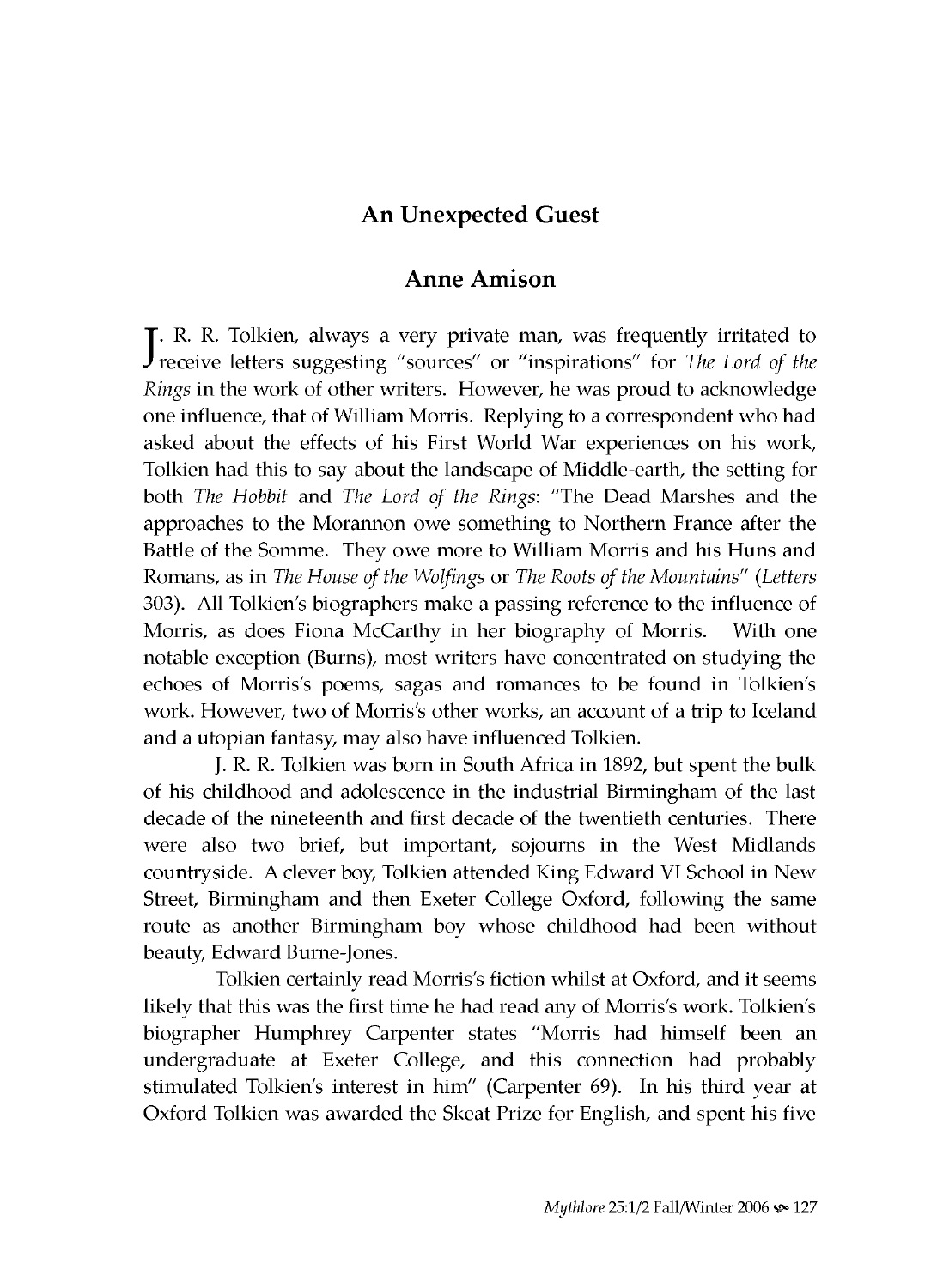## An Unexpected Guest

### Anne Amison

J. R. R. Tolkien, always a very private man, was frequently irritated to receive letters suggesting "sources" or "inspirations" for *The Lord of the Rings* in the work of other writers. However, he was proud to acknowledge one influence, that of William Morris. Replying to a correspondent who had asked about the effects of his First World War experiences on his work, Tolkien had this to say about the landscape of Middle-earth, the setting for both *The Hobbit* and *The Lord of the Rings*: "The Dead Marshes and the approaches to the Morannon owe something to Northern France after the Battle of the Somme. They owe more to William Morris and his Huns and Romans, as in *The House of the Wolfings* or *The Roots of the Mountains*" (*Letters* 303). All Tolkien's biographers make a passing reference to the influence of Morris, as does Fiona McCarthy in her biography of Morris. With one notable exception (Burns), most writers have concentrated on studying the echoes of Morris's poems, sagas and romances to be found in Tolkien's work. However, two of Morris's other works, an account of a trip to Iceland and a utopian fantasy, may also have influenced Tolkien.

J. R. R. Tolkien was born in South Africa in 1892, but spent the bulk of his childhood and adolescence in the industrial Birmingham of the last decade of the nineteenth and first decade of the twentieth centuries. There were also two brief, but important, sojourns in the West Midlands countryside. A clever boy, Tolkien attended King Edward VI School in New Street, Birmingham and then Exeter College Oxford, following the same route as another Birmingham boy whose childhood had been without beauty, Edward Burne-Jones.

Tolkien certainly read Morris's fiction whilst at Oxford, and it seems likely that this was the first time he had read any of Morris's work. Tolkien's biographer Humphrey Carpenter states "Morris had himself been an undergraduate at Exeter College, and this connection had probably stimulated Tolkien's interest in him" (Carpenter 69). In his third year at Oxford Tolkien was awarded the Skeat Prize for English, and spent his five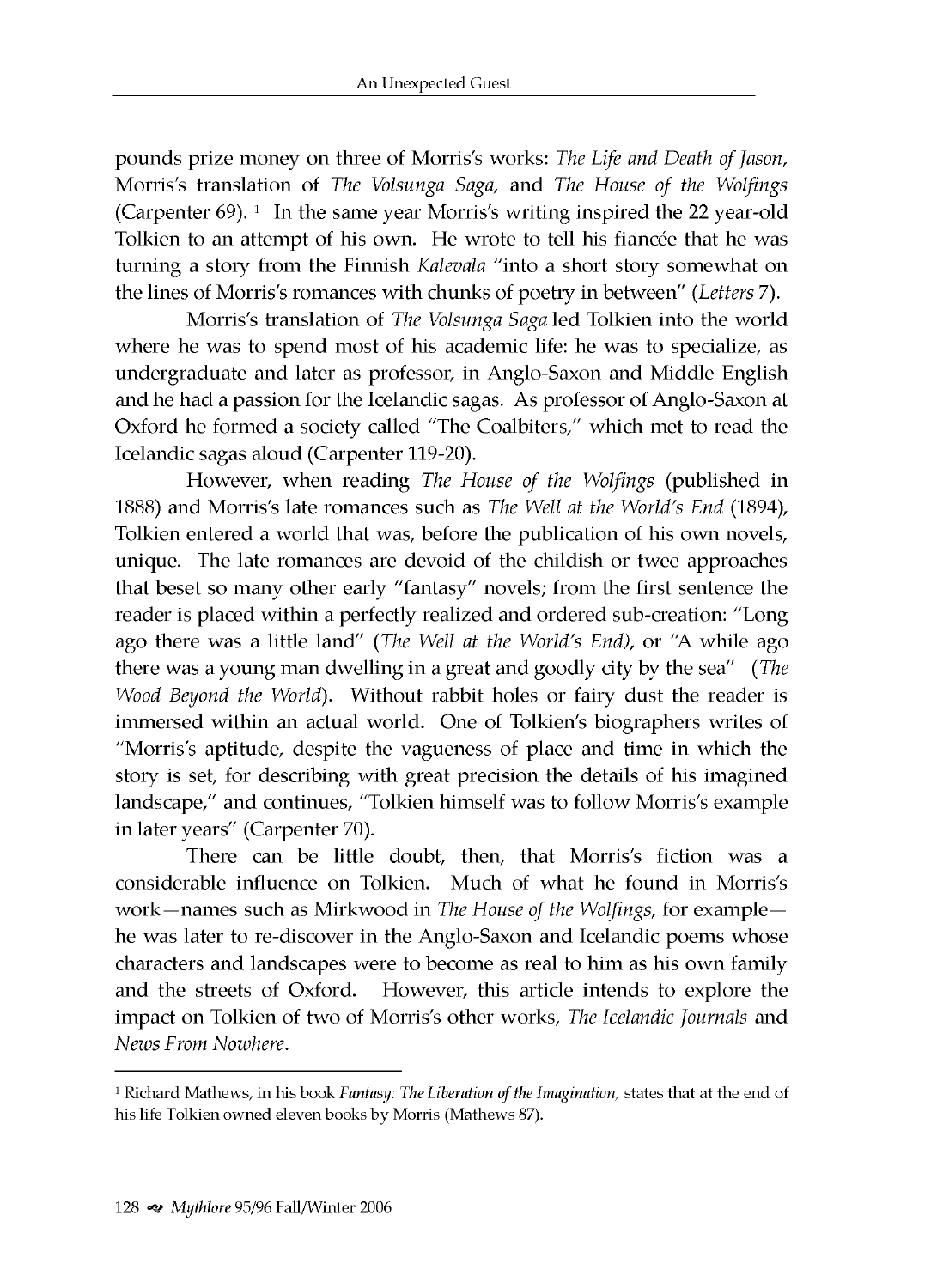pounds prize money on three of Morris's works: *The Life and Death of Jason*, Morris's translation of *The Volsunga Saga*, and *The House of the Wolfings* (Carpenter 69). [1] In the same year Morris's writing inspired the 22 year-old Tolkien to an attempt of his own. He wrote to tell his fiancée that he was turning a story from the Finnish *Kalevala* "into a short story somewhat on the lines of Morris's romances with chunks of poetry in between" (*Letters* 7).

Morris's translation of *The Volsunga Saga* led Tolkien into the world where he was to spend most of his academic life: he was to specialize, as undergraduate and later as professor, in Anglo-Saxon and Middle English and he had a passion for the Icelandic sagas. As professor of Anglo-Saxon at Oxford he formed a society called "The Coalbiters," which met to read the Icelandic sagas aloud (Carpenter 119-20).

However, when reading *The House of the Wolfings* (published in 1888) and Morris's late romances such as *The Well at the World's End* (1894), Tolkien entered a world that was, before the publication of his own novels, unique. The late romances are devoid of the childish or twee approaches that beset so many other early "fantasy" novels; from the first sentence the reader is placed within a perfectly realized and ordered sub-creation: "Long ago there was a little land" (*The Well at the World's End)*, or "A while ago there was a young man dwelling in a great and goodly city by the sea" (*The Wood Beyond the World*). Without rabbit holes or fairy dust the reader is immersed within an actual world. One of Tolkien's biographers writes of "Morris's aptitude, despite the vagueness of place and time in which the story is set, for describing with great precision the details of his imagined landscape," and continues, "Tolkien himself was to follow Morris's example in later years" (Carpenter 70).

There can be little doubt, then, that Morris's fiction was a considerable influence on Tolkien. Much of what he found in Morris's work—names such as Mirkwood in *The House of the Wolfings*, for example—he was later to re-discover in the Anglo-Saxon and Icelandic poems whose characters and landscapes were to become as real to him as his own family and the streets of Oxford. However, this article intends to explore the impact on Tolkien of two of Morris's other works, *The Icelandic Journals* and *News From Nowhere*.

---

[1] Richard Mathews, in his book *Fantasy: The Liberation of the Imagination,* states that at the end of his life Tolkien owned eleven books by Morris (Mathews 87).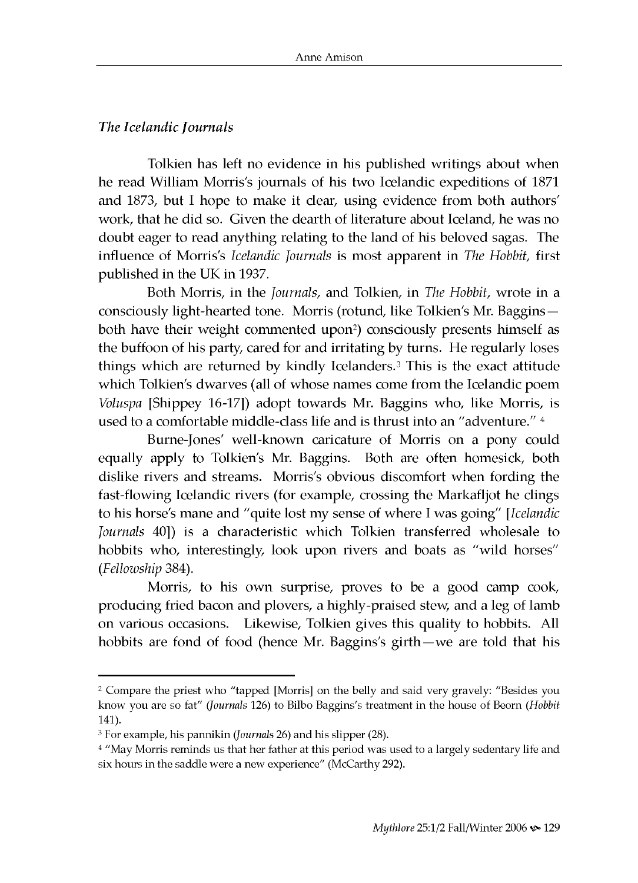*The Icelandic Journals*

Tolkien has left no evidence in his published writings about when he read William Morris's journals of his two Icelandic expeditions of 1871 and 1873, but I hope to make it clear, using evidence from both authors' work, that he did so. Given the dearth of literature about Iceland, he was no doubt eager to read anything relating to the land of his beloved sagas. The influence of Morris's *Icelandic Journals* is most apparent in *The Hobbit,* first published in the UK in 1937.

Both Morris, in the *Journals*, and Tolkien, in *The Hobbit*, wrote in a consciously light-hearted tone. Morris (rotund, like Tolkien's Mr. Baggins—both have their weight commented upon[2]) consciously presents himself as the buffoon of his party, cared for and irritating by turns. He regularly loses things which are returned by kindly Icelanders.[3] This is the exact attitude which Tolkien's dwarves (all of whose names come from the Icelandic poem *Voluspa* [Shippey 16-17]) adopt towards Mr. Baggins who, like Morris, is used to a comfortable middle-class life and is thrust into an "adventure." [4]

Burne-Jones' well-known caricature of Morris on a pony could equally apply to Tolkien's Mr. Baggins. Both are often homesick, both dislike rivers and streams. Morris's obvious discomfort when fording the fast-flowing Icelandic rivers (for example, crossing the Markafljot he clings to his horse's mane and "quite lost my sense of where I was going" [*Icelandic Journals* 40]) is a characteristic which Tolkien transferred wholesale to hobbits who, interestingly, look upon rivers and boats as "wild horses" (*Fellowship* 384).

Morris, to his own surprise, proves to be a good camp cook, producing fried bacon and plovers, a highly-praised stew, and a leg of lamb on various occasions. Likewise, Tolkien gives this quality to hobbits. All hobbits are fond of food (hence Mr. Baggins's girth—we are told that his

---

[2] Compare the priest who "tapped [Morris] on the belly and said very gravely: "Besides you know you are so fat" (*Journals* 126) to Bilbo Baggins's treatment in the house of Beorn (*Hobbit* 141).

[3] For example, his pannikin (*Journals* 26) and his slipper (28).

[4] "May Morris reminds us that her father at this period was used to a largely sedentary life and six hours in the saddle were a new experience" (McCarthy 292).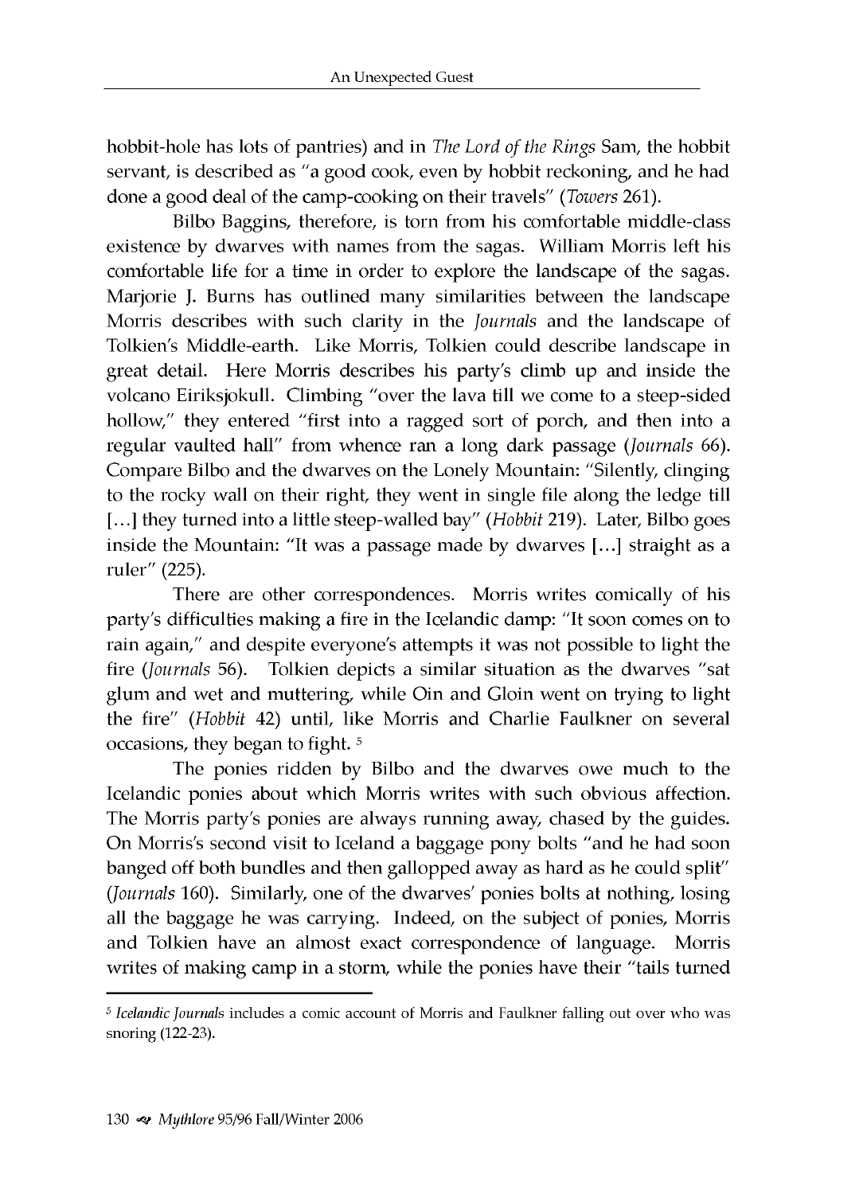hobbit-hole has lots of pantries) and in *The Lord of the Rings* Sam, the hobbit servant, is described as "a good cook, even by hobbit reckoning, and he had done a good deal of the camp-cooking on their travels" (*Towers* 261).

Bilbo Baggins, therefore, is torn from his comfortable middle-class existence by dwarves with names from the sagas. William Morris left his comfortable life for a time in order to explore the landscape of the sagas. Marjorie J. Burns has outlined many similarities between the landscape Morris describes with such clarity in the *Journals* and the landscape of Tolkien's Middle-earth. Like Morris, Tolkien could describe landscape in great detail. Here Morris describes his party's climb up and inside the volcano Eiriksjokull. Climbing "over the lava till we come to a steep-sided hollow," they entered "first into a ragged sort of porch, and then into a regular vaulted hall" from whence ran a long dark passage (*Journals* 66). Compare Bilbo and the dwarves on the Lonely Mountain: "Silently, clinging to the rocky wall on their right, they went in single file along the ledge till [...] they turned into a little steep-walled bay" (*Hobbit* 219). Later, Bilbo goes inside the Mountain: "It was a passage made by dwarves [...] straight as a ruler" (225).

There are other correspondences. Morris writes comically of his party's difficulties making a fire in the Icelandic damp: "It soon comes on to rain again," and despite everyone's attempts it was not possible to light the fire (*Journals* 56). Tolkien depicts a similar situation as the dwarves "sat glum and wet and muttering, while Oin and Gloin went on trying to light the fire" (*Hobbit* 42) until, like Morris and Charlie Faulkner on several occasions, they began to fight. [5]

The ponies ridden by Bilbo and the dwarves owe much to the Icelandic ponies about which Morris writes with such obvious affection. The Morris party's ponies are always running away, chased by the guides. On Morris's second visit to Iceland a baggage pony bolts "and he had soon banged off both bundles and then gallopped away as hard as he could split" (*Journals* 160). Similarly, one of the dwarves' ponies bolts at nothing, losing all the baggage he was carrying. Indeed, on the subject of ponies, Morris and Tolkien have an almost exact correspondence of language. Morris writes of making camp in a storm, while the ponies have their "tails turned

---

[5] *Icelandic Journals* includes a comic account of Morris and Faulkner falling out over who was snoring (122-23).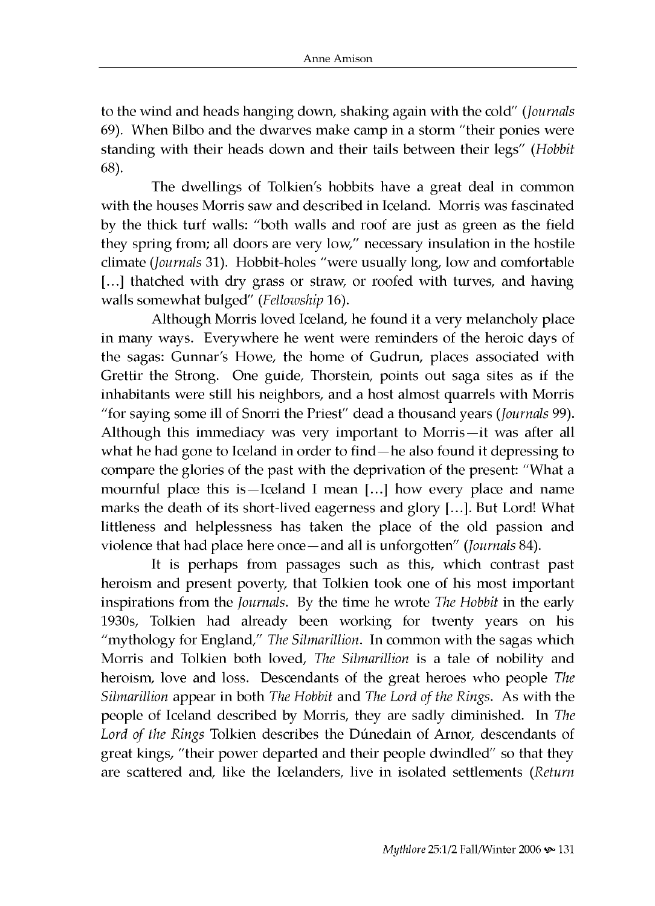to the wind and heads hanging down, shaking again with the cold" (*Journals* 69). When Bilbo and the dwarves make camp in a storm "their ponies were standing with their heads down and their tails between their legs" (*Hobbit* 68).

The dwellings of Tolkien's hobbits have a great deal in common with the houses Morris saw and described in Iceland. Morris was fascinated by the thick turf walls: "both walls and roof are just as green as the field they spring from; all doors are very low," necessary insulation in the hostile climate (*Journals* 31). Hobbit-holes "were usually long, low and comfortable […] thatched with dry grass or straw, or roofed with turves, and having walls somewhat bulged" (*Fellowship* 16).

Although Morris loved Iceland, he found it a very melancholy place in many ways. Everywhere he went were reminders of the heroic days of the sagas: Gunnar's Howe, the home of Gudrun, places associated with Grettir the Strong. One guide, Thorstein, points out saga sites as if the inhabitants were still his neighbors, and a host almost quarrels with Morris "for saying some ill of Snorri the Priest" dead a thousand years (*Journals* 99). Although this immediacy was very important to Morris—it was after all what he had gone to Iceland in order to find—he also found it depressing to compare the glories of the past with the deprivation of the present: "What a mournful place this is—Iceland I mean […] how every place and name marks the death of its short-lived eagerness and glory […]. But Lord! What littleness and helplessness has taken the place of the old passion and violence that had place here once—and all is unforgotten" (*Journals* 84).

It is perhaps from passages such as this, which contrast past heroism and present poverty, that Tolkien took one of his most important inspirations from the *Journals*. By the time he wrote *The Hobbit* in the early 1930s, Tolkien had already been working for twenty years on his "mythology for England," *The Silmarillion*. In common with the sagas which Morris and Tolkien both loved, *The Silmarillion* is a tale of nobility and heroism, love and loss. Descendants of the great heroes who people *The Silmarillion* appear in both *The Hobbit* and *The Lord of the Rings*. As with the people of Iceland described by Morris, they are sadly diminished. In *The Lord of the Rings* Tolkien describes the Dúnedain of Arnor, descendants of great kings, "their power departed and their people dwindled" so that they are scattered and, like the Icelanders, live in isolated settlements (*Return*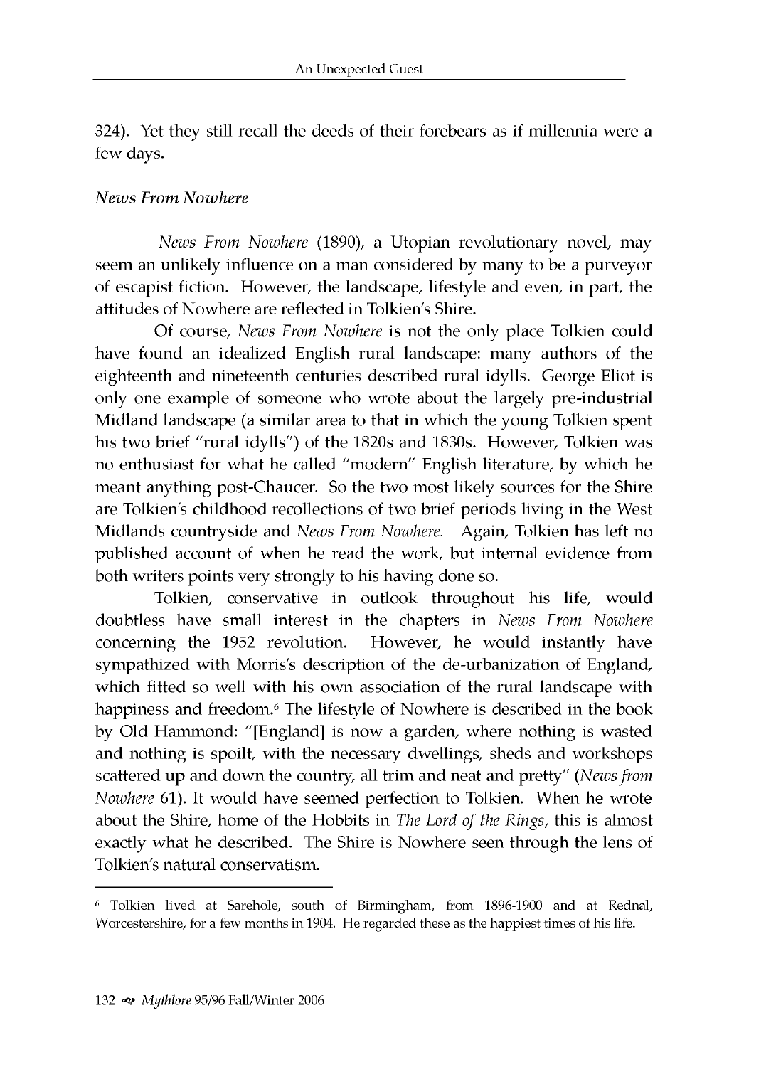324). Yet they still recall the deeds of their forebears as if millennia were a few days.

*News From Nowhere*

*News From Nowhere* (1890), a Utopian revolutionary novel, may seem an unlikely influence on a man considered by many to be a purveyor of escapist fiction. However, the landscape, lifestyle and even, in part, the attitudes of Nowhere are reflected in Tolkien's Shire.

Of course, *News From Nowhere* is not the only place Tolkien could have found an idealized English rural landscape: many authors of the eighteenth and nineteenth centuries described rural idylls. George Eliot is only one example of someone who wrote about the largely pre-industrial Midland landscape (a similar area to that in which the young Tolkien spent his two brief "rural idylls") of the 1820s and 1830s. However, Tolkien was no enthusiast for what he called "modern" English literature, by which he meant anything post-Chaucer. So the two most likely sources for the Shire are Tolkien's childhood recollections of two brief periods living in the West Midlands countryside and *News From Nowhere.* Again, Tolkien has left no published account of when he read the work, but internal evidence from both writers points very strongly to his having done so.

Tolkien, conservative in outlook throughout his life, would doubtless have small interest in the chapters in *News From Nowhere* concerning the 1952 revolution. However, he would instantly have sympathized with Morris's description of the de-urbanization of England, which fitted so well with his own association of the rural landscape with happiness and freedom.[6] The lifestyle of Nowhere is described in the book by Old Hammond: "[England] is now a garden, where nothing is wasted and nothing is spoilt, with the necessary dwellings, sheds and workshops scattered up and down the country, all trim and neat and pretty" (*News from Nowhere* 61). It would have seemed perfection to Tolkien. When he wrote about the Shire, home of the Hobbits in *The Lord of the Rings*, this is almost exactly what he described. The Shire is Nowhere seen through the lens of Tolkien's natural conservatism.

---

[6] Tolkien lived at Sarehole, south of Birmingham, from 1896-1900 and at Rednal, Worcestershire, for a few months in 1904. He regarded these as the happiest times of his life.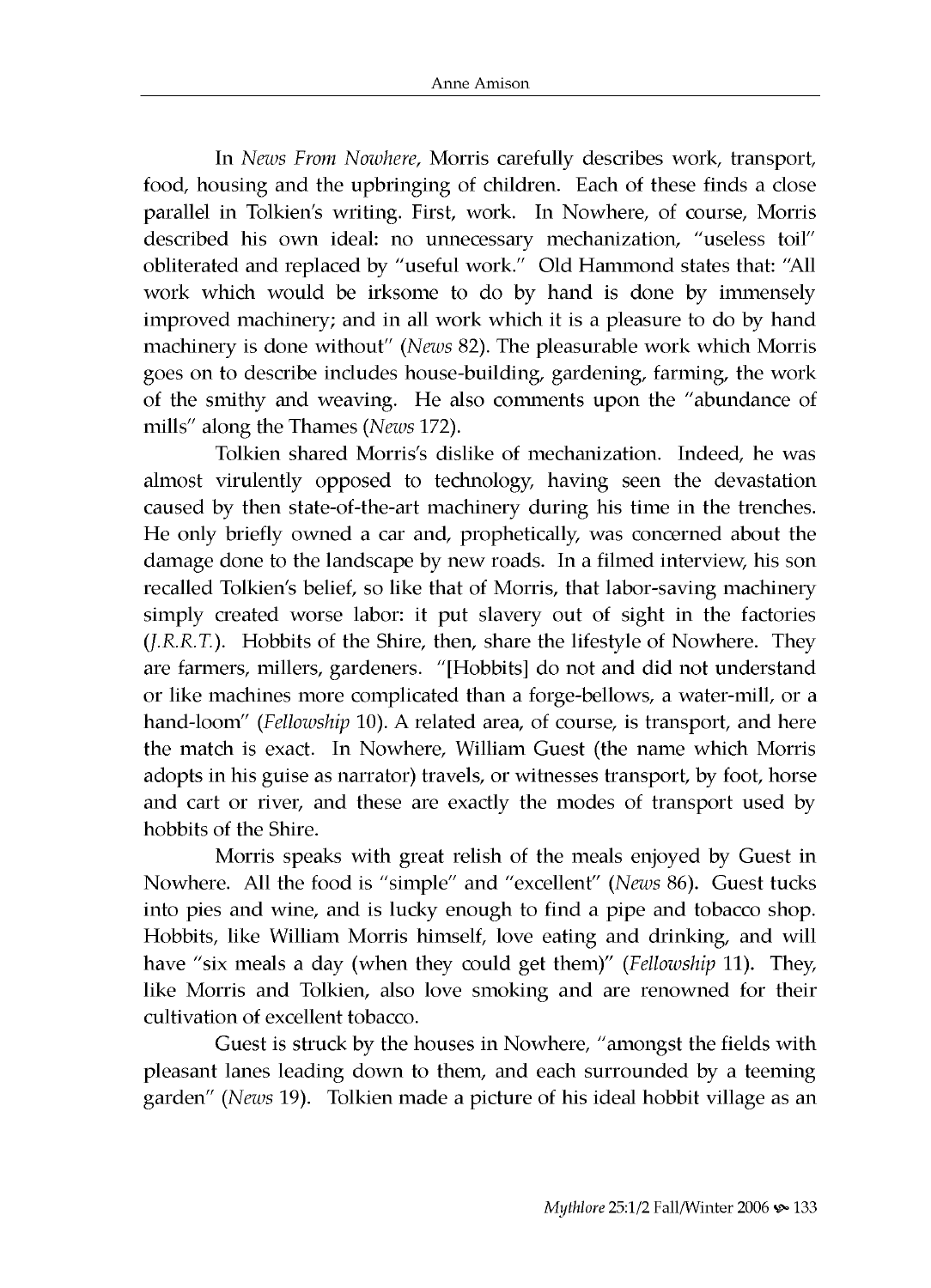In *News From Nowhere*, Morris carefully describes work, transport, food, housing and the upbringing of children. Each of these finds a close parallel in Tolkien's writing. First, work. In Nowhere, of course, Morris described his own ideal: no unnecessary mechanization, "useless toil" obliterated and replaced by "useful work." Old Hammond states that: "All work which would be irksome to do by hand is done by immensely improved machinery; and in all work which it is a pleasure to do by hand machinery is done without" (*News* 82). The pleasurable work which Morris goes on to describe includes house-building, gardening, farming, the work of the smithy and weaving. He also comments upon the "abundance of mills" along the Thames (*News* 172).

Tolkien shared Morris's dislike of mechanization. Indeed, he was almost virulently opposed to technology, having seen the devastation caused by then state-of-the-art machinery during his time in the trenches. He only briefly owned a car and, prophetically, was concerned about the damage done to the landscape by new roads. In a filmed interview, his son recalled Tolkien's belief, so like that of Morris, that labor-saving machinery simply created worse labor: it put slavery out of sight in the factories (*J.R.R.T.*). Hobbits of the Shire, then, share the lifestyle of Nowhere. They are farmers, millers, gardeners. "[Hobbits] do not and did not understand or like machines more complicated than a forge-bellows, a water-mill, or a hand-loom" (*Fellowship* 10). A related area, of course, is transport, and here the match is exact. In Nowhere, William Guest (the name which Morris adopts in his guise as narrator) travels, or witnesses transport, by foot, horse and cart or river, and these are exactly the modes of transport used by hobbits of the Shire.

Morris speaks with great relish of the meals enjoyed by Guest in Nowhere. All the food is "simple" and "excellent" (*News* 86). Guest tucks into pies and wine, and is lucky enough to find a pipe and tobacco shop. Hobbits, like William Morris himself, love eating and drinking, and will have "six meals a day (when they could get them)" (*Fellowship* 11). They, like Morris and Tolkien, also love smoking and are renowned for their cultivation of excellent tobacco.

Guest is struck by the houses in Nowhere, "amongst the fields with pleasant lanes leading down to them, and each surrounded by a teeming garden" (*News* 19). Tolkien made a picture of his ideal hobbit village as an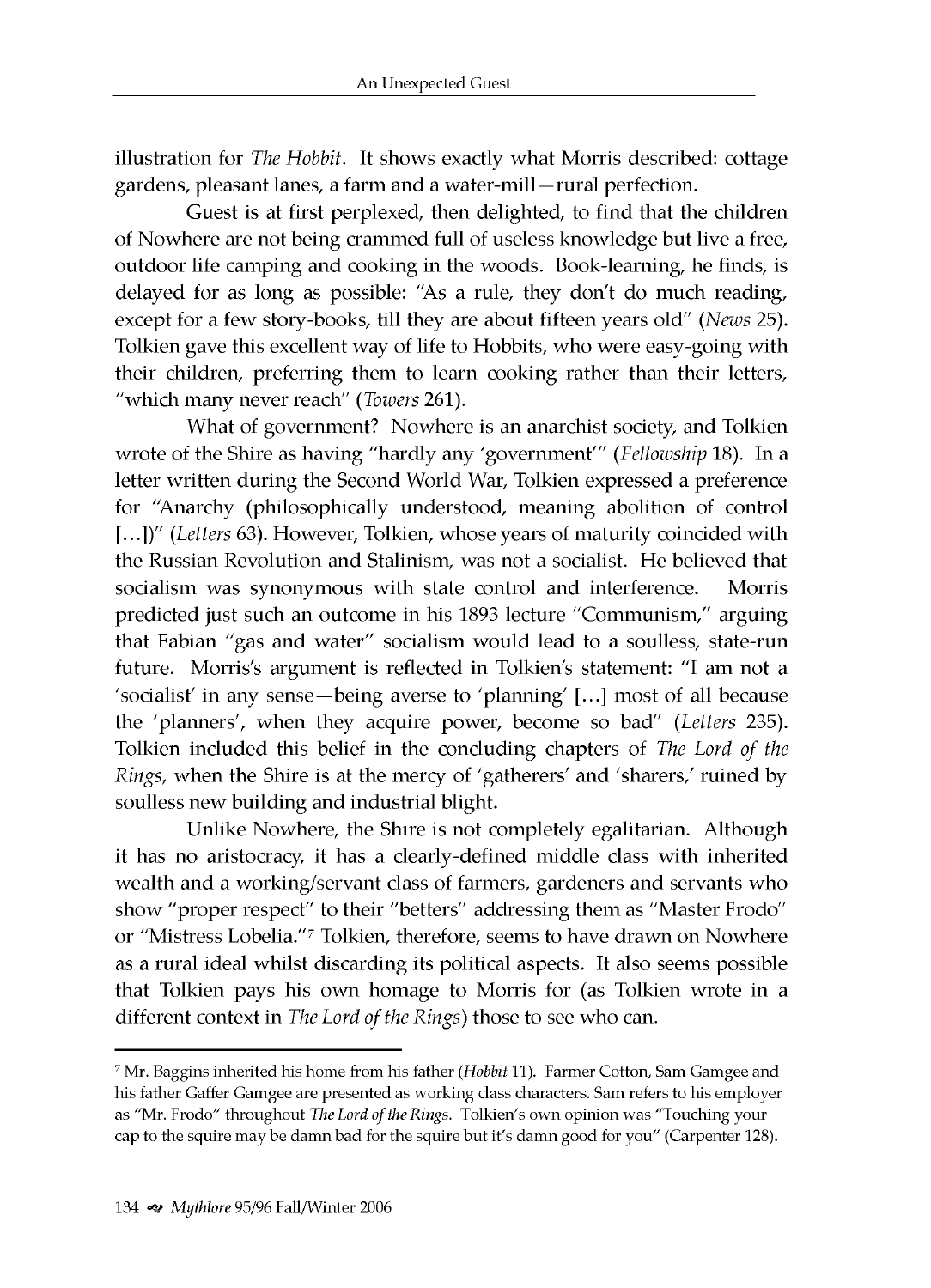illustration for *The Hobbit*. It shows exactly what Morris described: cottage gardens, pleasant lanes, a farm and a water-mill—rural perfection.

Guest is at first perplexed, then delighted, to find that the children of Nowhere are not being crammed full of useless knowledge but live a free, outdoor life camping and cooking in the woods. Book-learning, he finds, is delayed for as long as possible: "As a rule, they don't do much reading, except for a few story-books, till they are about fifteen years old" (*News* 25). Tolkien gave this excellent way of life to Hobbits, who were easy-going with their children, preferring them to learn cooking rather than their letters, "which many never reach" (*Towers* 261).

What of government? Nowhere is an anarchist society, and Tolkien wrote of the Shire as having "hardly any 'government'" (*Fellowship* 18). In a letter written during the Second World War, Tolkien expressed a preference for "Anarchy (philosophically understood, meaning abolition of control [...])" (*Letters* 63). However, Tolkien, whose years of maturity coincided with the Russian Revolution and Stalinism, was not a socialist. He believed that socialism was synonymous with state control and interference. Morris predicted just such an outcome in his 1893 lecture "Communism," arguing that Fabian "gas and water" socialism would lead to a soulless, state-run future. Morris's argument is reflected in Tolkien's statement: "I am not a 'socialist' in any sense—being averse to 'planning' [...] most of all because the 'planners', when they acquire power, become so bad" (*Letters* 235). Tolkien included this belief in the concluding chapters of *The Lord of the Rings*, when the Shire is at the mercy of 'gatherers' and 'sharers,' ruined by soulless new building and industrial blight.

Unlike Nowhere, the Shire is not completely egalitarian. Although it has no aristocracy, it has a clearly-defined middle class with inherited wealth and a working/servant class of farmers, gardeners and servants who show "proper respect" to their "betters" addressing them as "Master Frodo" or "Mistress Lobelia."[7] Tolkien, therefore, seems to have drawn on Nowhere as a rural ideal whilst discarding its political aspects. It also seems possible that Tolkien pays his own homage to Morris for (as Tolkien wrote in a different context in *The Lord of the Rings*) those to see who can.

---

[7] Mr. Baggins inherited his home from his father (*Hobbit* 11). Farmer Cotton, Sam Gamgee and his father Gaffer Gamgee are presented as working class characters. Sam refers to his employer as "Mr. Frodo" throughout *The Lord of the Rings*. Tolkien's own opinion was "Touching your cap to the squire may be damn bad for the squire but it's damn good for you" (Carpenter 128).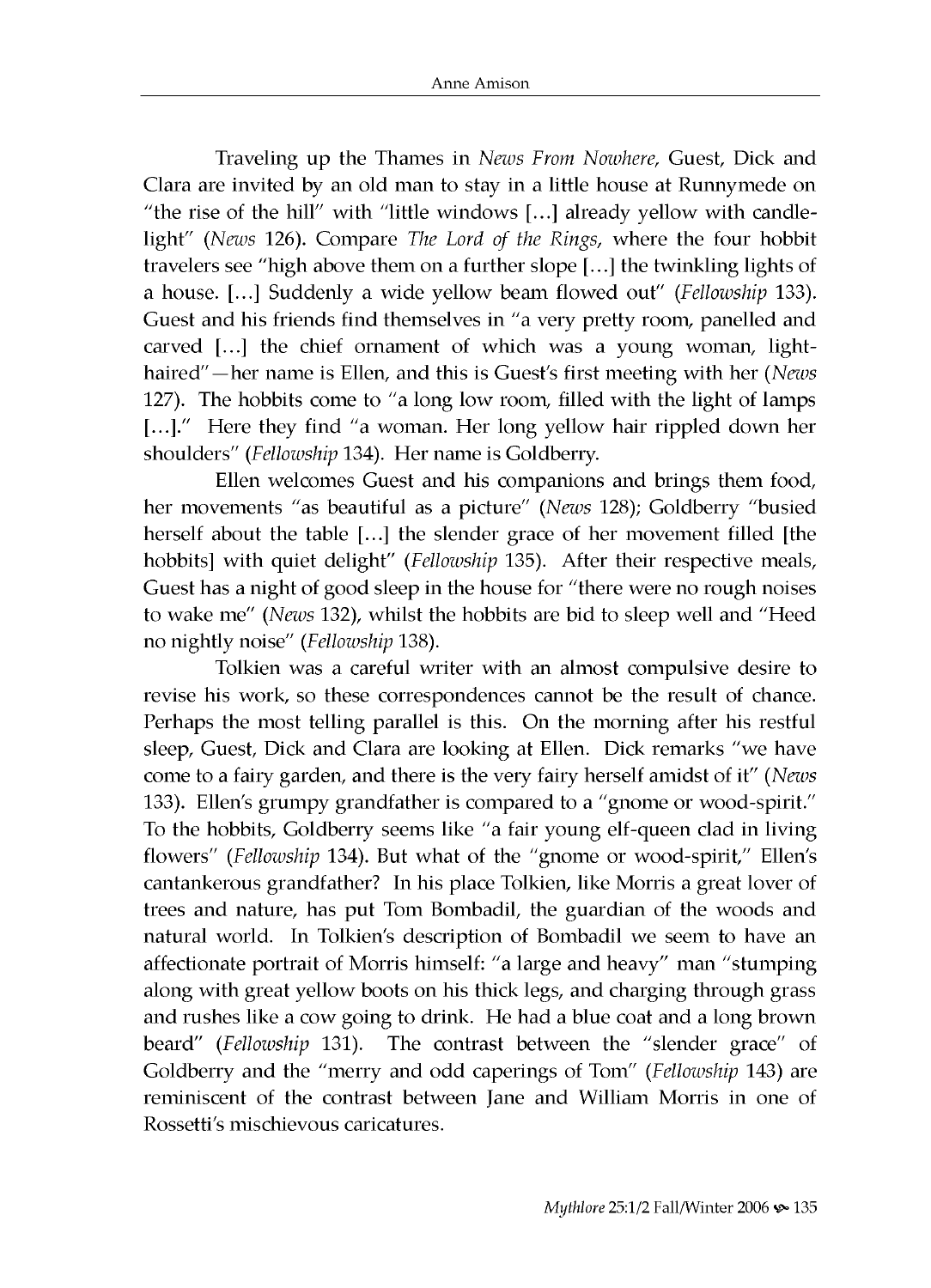Traveling up the Thames in *News From Nowhere*, Guest, Dick and Clara are invited by an old man to stay in a little house at Runnymede on "the rise of the hill" with "little windows [...] already yellow with candle-light" (*News* 126). Compare *The Lord of the Rings*, where the four hobbit travelers see "high above them on a further slope [...] the twinkling lights of a house. [...] Suddenly a wide yellow beam flowed out" (*Fellowship* 133). Guest and his friends find themselves in "a very pretty room, panelled and carved [...] the chief ornament of which was a young woman, light-haired"—her name is Ellen, and this is Guest's first meeting with her (*News* 127). The hobbits come to "a long low room, filled with the light of lamps [...]." Here they find "a woman. Her long yellow hair rippled down her shoulders" (*Fellowship* 134). Her name is Goldberry.

Ellen welcomes Guest and his companions and brings them food, her movements "as beautiful as a picture" (*News* 128); Goldberry "busied herself about the table [...] the slender grace of her movement filled [the hobbits] with quiet delight" (*Fellowship* 135). After their respective meals, Guest has a night of good sleep in the house for "there were no rough noises to wake me" (*News* 132), whilst the hobbits are bid to sleep well and "Heed no nightly noise" (*Fellowship* 138).

Tolkien was a careful writer with an almost compulsive desire to revise his work, so these correspondences cannot be the result of chance. Perhaps the most telling parallel is this. On the morning after his restful sleep, Guest, Dick and Clara are looking at Ellen. Dick remarks "we have come to a fairy garden, and there is the very fairy herself amidst of it" (*News* 133). Ellen's grumpy grandfather is compared to a "gnome or wood-spirit." To the hobbits, Goldberry seems like "a fair young elf-queen clad in living flowers" (*Fellowship* 134). But what of the "gnome or wood-spirit," Ellen's cantankerous grandfather? In his place Tolkien, like Morris a great lover of trees and nature, has put Tom Bombadil, the guardian of the woods and natural world. In Tolkien's description of Bombadil we seem to have an affectionate portrait of Morris himself: "a large and heavy" man "stumping along with great yellow boots on his thick legs, and charging through grass and rushes like a cow going to drink. He had a blue coat and a long brown beard" (*Fellowship* 131). The contrast between the "slender grace" of Goldberry and the "merry and odd caperings of Tom" (*Fellowship* 143) are reminiscent of the contrast between Jane and William Morris in one of Rossetti's mischievous caricatures.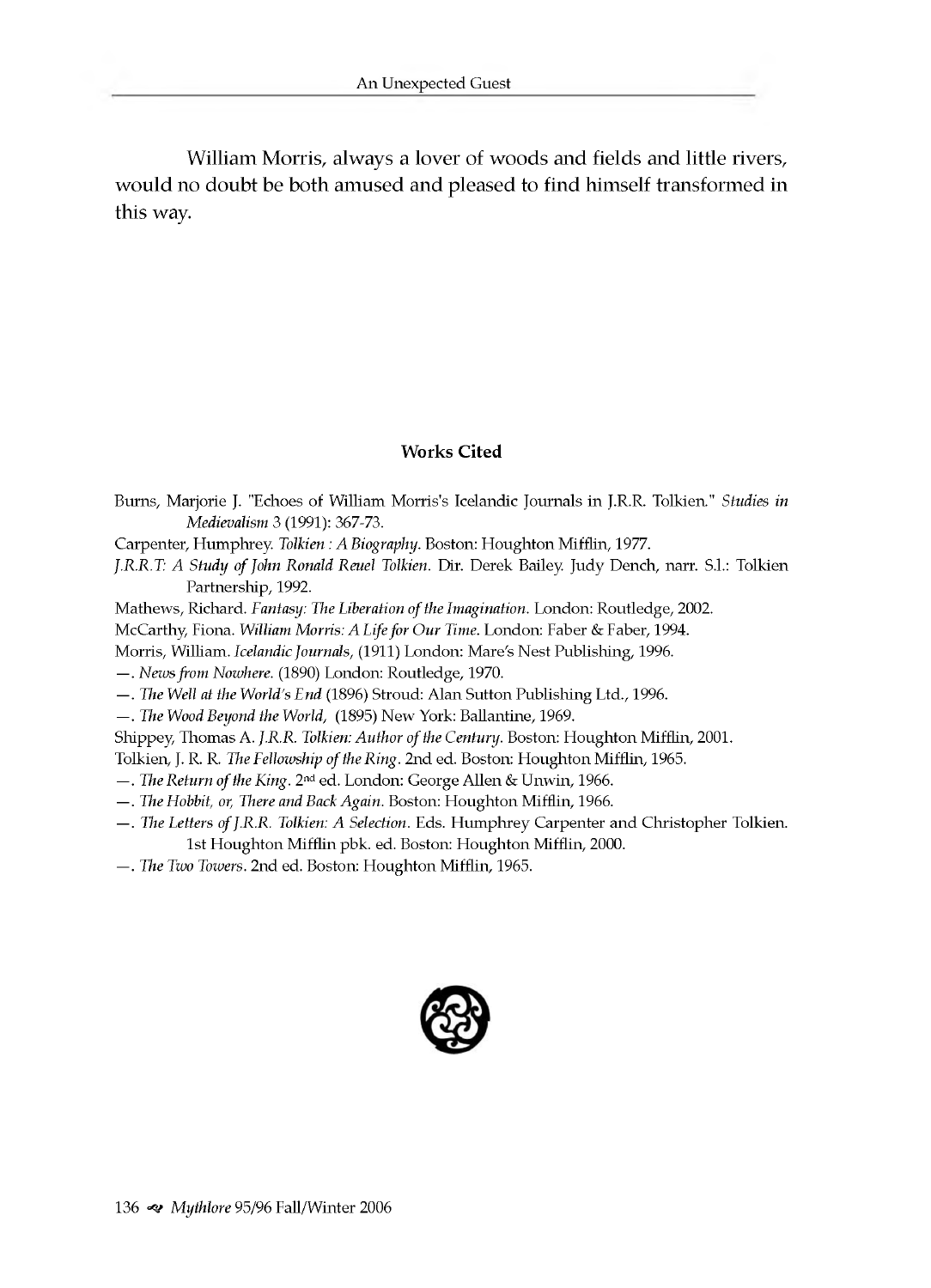William Morris, always a lover of woods and fields and little rivers, would no doubt be both amused and pleased to find himself transformed in this way.

## Works Cited

Burns, Marjorie J. "Echoes of William Morris's Icelandic Journals in J.R.R. Tolkien." *Studies in Medievalism* 3 (1991): 367-73.

Carpenter, Humphrey. *Tolkien : A Biography*. Boston: Houghton Mifflin, 1977.

*J.R.R.T: A Study of John Ronald Reuel Tolkien*. Dir. Derek Bailey. Judy Dench, narr. S.l.: Tolkien Partnership, 1992.

Mathews, Richard. *Fantasy: The Liberation of the Imagination*. London: Routledge, 2002.

McCarthy, Fiona. *William Morris: A Life for Our Time*. London: Faber & Faber, 1994.

Morris, William. *Icelandic Journals*, (1911) London: Mare's Nest Publishing, 1996.

—. *News from Nowhere*. (1890) London: Routledge, 1970.

—. *The Well at the World's End* (1896) Stroud: Alan Sutton Publishing Ltd., 1996.

—. *The Wood Beyond the World*, (1895) New York: Ballantine, 1969.

Shippey, Thomas A. *J.R.R. Tolkien: Author of the Century*. Boston: Houghton Mifflin, 2001.

Tolkien, J. R. R. *The Fellowship of the Ring*. 2nd ed. Boston: Houghton Mifflin, 1965.

—. *The Return of the King*. 2nd ed. London: George Allen & Unwin, 1966.

—. *The Hobbit, or, There and Back Again*. Boston: Houghton Mifflin, 1966.

—. *The Letters of J.R.R. Tolkien: A Selection*. Eds. Humphrey Carpenter and Christopher Tolkien. 1st Houghton Mifflin pbk. ed. Boston: Houghton Mifflin, 2000.

—. *The Two Towers*. 2nd ed. Boston: Houghton Mifflin, 1965.